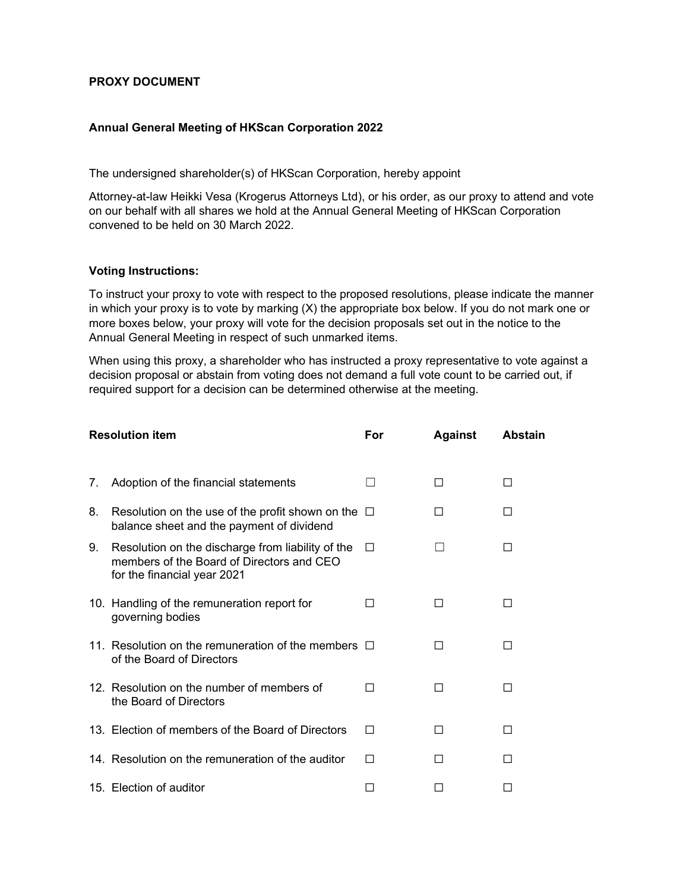**PROXY DOCUMENT**

**Annual General Meeting of HKScan Corporation 2022**

The undersigned shareholder(s) of HKScan Corporation, hereby appoint

Attorney-at-law Heikki Vesa (Krogerus Attorneys Ltd), or his order, as our proxy to attend and vote on our behalf with all shares we hold at the Annual General Meeting of HKScan Corporation convened to be held on 30 March 2022.

**Voting Instructions:**

To instruct your proxy to vote with respect to the proposed resolutions, please indicate the manner in which your proxy is to vote by marking (X) the appropriate box below. If you do not mark one or more boxes below, your proxy will vote for the decision proposals set out in the notice to the Annual General Meeting in respect of such unmarked items.

When using this proxy, a shareholder who has instructed a proxy representative to vote against a decision proposal or abstain from voting does not demand a full vote count to be carried out, if required support for a decision can be determined otherwise at the meeting.

| **Resolution item** | **For** | **Against** | **Abstain** |
|---|---|---|---|
| 7. Adoption of the financial statements | ☐ | ☐ | ☐ |
| 8. Resolution on the use of the profit shown on the balance sheet and the payment of dividend | ☐ | ☐ | ☐ |
| 9. Resolution on the discharge from liability of the members of the Board of Directors and CEO for the financial year 2021 | ☐ | ☐ | ☐ |
| 10. Handling of the remuneration report for governing bodies | ☐ | ☐ | ☐ |
| 11. Resolution on the remuneration of the members of the Board of Directors | ☐ | ☐ | ☐ |
| 12. Resolution on the number of members of the Board of Directors | ☐ | ☐ | ☐ |
| 13. Election of members of the Board of Directors | ☐ | ☐ | ☐ |
| 14. Resolution on the remuneration of the auditor | ☐ | ☐ | ☐ |
| 15. Election of auditor | ☐ | ☐ | ☐ |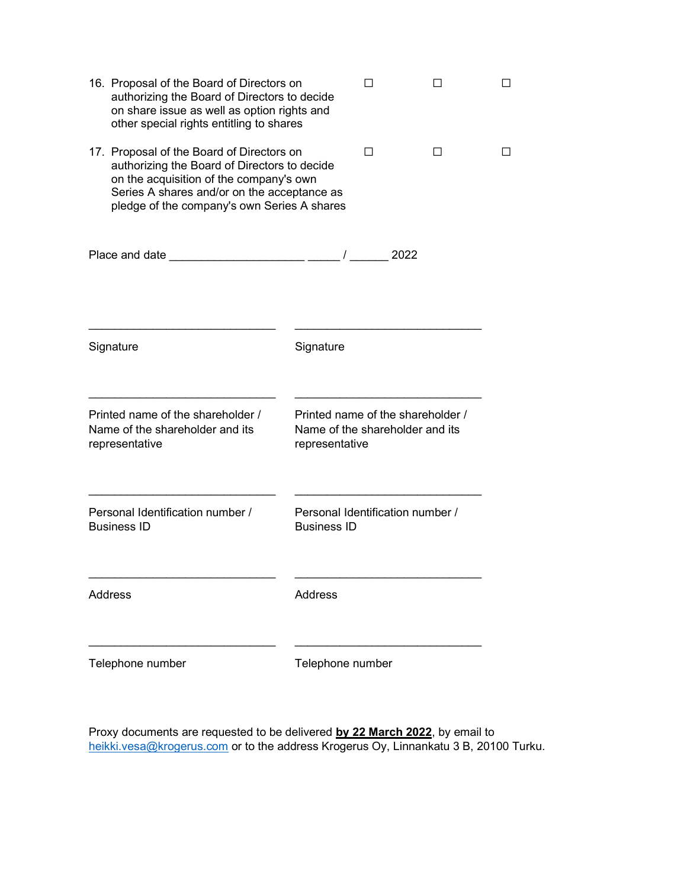| | | | |
|---|---|---|---|
| 16. Proposal of the Board of Directors on authorizing the Board of Directors to decide on share issue as well as option rights and other special rights entitling to shares | ☐ | ☐ | ☐ |
| 17. Proposal of the Board of Directors on authorizing the Board of Directors to decide on the acquisition of the company's own Series A shares and/or on the acceptance as pledge of the company's own Series A shares | ☐ | ☐ | ☐ |

Place and date ____________________ _____ / ______ 2022

| | |
|---|---|
| ____________________________ | ____________________________ |
| Signature | Signature |
| ____________________________ | ____________________________ |
| Printed name of the shareholder / Name of the shareholder and its representative | Printed name of the shareholder / Name of the shareholder and its representative |
| ____________________________ | ____________________________ |
| Personal Identification number / Business ID | Personal Identification number / Business ID |
| ____________________________ | ____________________________ |
| Address | Address |
| ____________________________ | ____________________________ |
| Telephone number | Telephone number |

Proxy documents are requested to be delivered **by 22 March 2022**, by email to heikki.vesa@krogerus.com or to the address Krogerus Oy, Linnankatu 3 B, 20100 Turku.